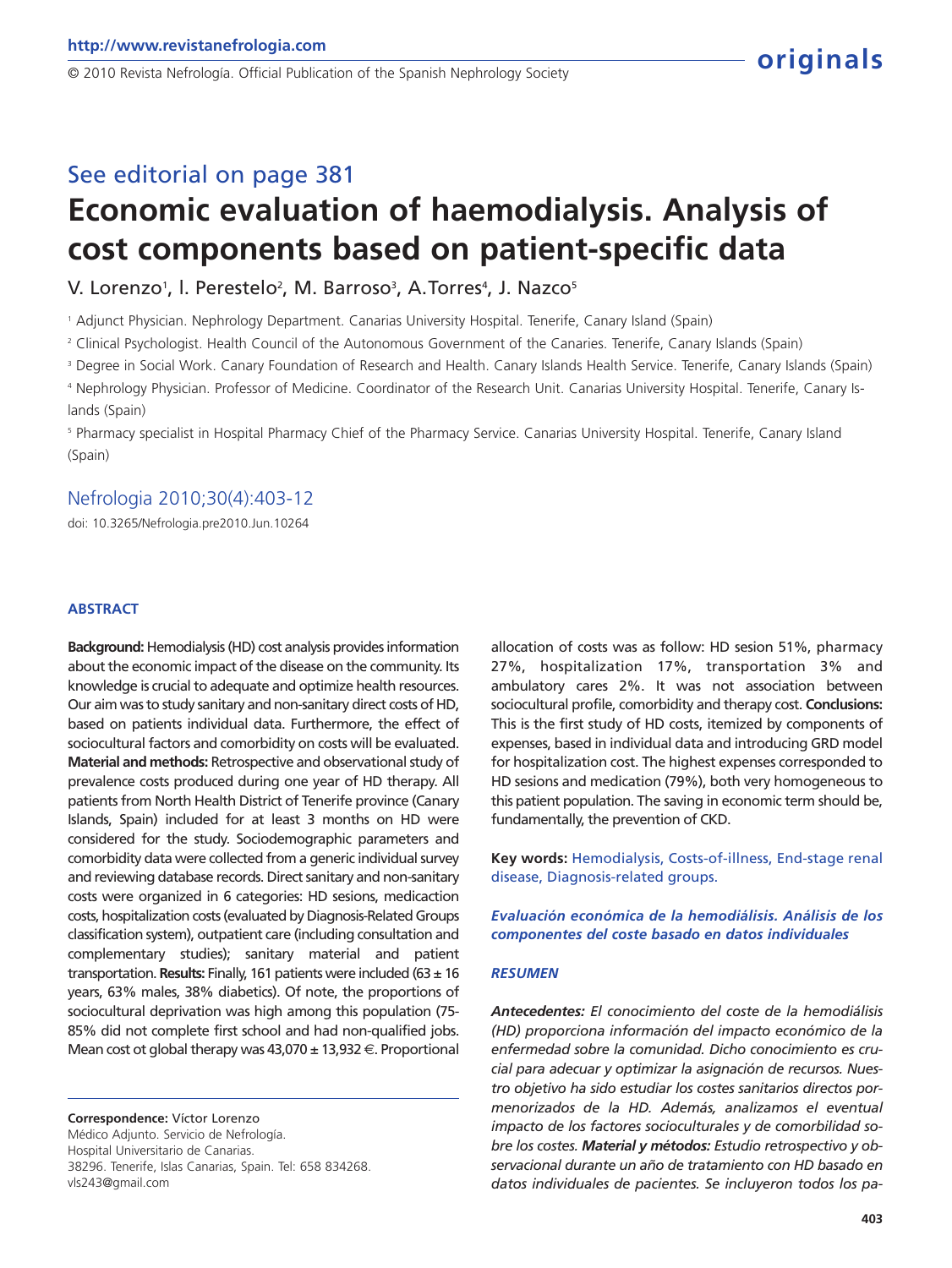originals

See editorial on page 381

# Economic evaluation of haemodialysis. Analysis of cost components based on patient-specific data

V. Lorenzo[1], I. Perestelo[2], M. Barroso[3], A.Torres[4], J. Nazco[5]

[1] Adjunct Physician. Nephrology Department. Canarias University Hospital. Tenerife, Canary Island (Spain)

[2] Clinical Psychologist. Health Council of the Autonomous Government of the Canaries. Tenerife, Canary Islands (Spain)

[3] Degree in Social Work. Canary Foundation of Research and Health. Canary Islands Health Service. Tenerife, Canary Islands (Spain)

[4] Nephrology Physician. Professor of Medicine. Coordinator of the Research Unit. Canarias University Hospital. Tenerife, Canary Islands (Spain)

[5] Pharmacy specialist in Hospital Pharmacy Chief of the Pharmacy Service. Canarias University Hospital. Tenerife, Canary Island (Spain)

Nefrologia 2010;30(4):403-12

doi: 10.3265/Nefrologia.pre2010.Jun.10264

## ABSTRACT

**Background:** Hemodialysis (HD) cost analysis provides information about the economic impact of the disease on the community. Its knowledge is crucial to adequate and optimize health resources. Our aim was to study sanitary and non-sanitary direct costs of HD, based on patients individual data. Furthermore, the effect of sociocultural factors and comorbidity on costs will be evaluated. **Material and methods:** Retrospective and observational study of prevalence costs produced during one year of HD therapy. All patients from North Health District of Tenerife province (Canary Islands, Spain) included for at least 3 months on HD were considered for the study. Sociodemographic parameters and comorbidity data were collected from a generic individual survey and reviewing database records. Direct sanitary and non-sanitary costs were organized in 6 categories: HD sesions, medicaction costs, hospitalization costs (evaluated by Diagnosis-Related Groups classification system), outpatient care (including consultation and complementary studies); sanitary material and patient transportation. **Results:** Finally, 161 patients were included (63 ± 16 years, 63% males, 38% diabetics). Of note, the proportions of sociocultural deprivation was high among this population (75-85% did not complete first school and had non-qualified jobs. Mean cost ot global therapy was 43,070 ± 13,932 €. Proportional allocation of costs was as follow: HD sesion 51%, pharmacy 27%, hospitalization 17%, transportation 3% and ambulatory cares 2%. It was not association between sociocultural profile, comorbidity and therapy cost. **Conclusions:** This is the first study of HD costs, itemized by components of expenses, based in individual data and introducing GRD model for hospitalization cost. The highest expenses corresponded to HD sesions and medication (79%), both very homogeneous to this patient population. The saving in economic term should be, fundamentally, the prevention of CKD.

**Key words:** Hemodialysis, Costs-of-illness, End-stage renal disease, Diagnosis-related groups.

***Evaluación económica de la hemodiálisis. Análisis de los componentes del coste basado en datos individuales***

## *RESUMEN*

***Antecedentes:*** *El conocimiento del coste de la hemodiálisis (HD) proporciona información del impacto económico de la enfermedad sobre la comunidad. Dicho conocimiento es crucial para adecuar y optimizar la asignación de recursos. Nuestro objetivo ha sido estudiar los costes sanitarios directos pormenorizados de la HD. Además, analizamos el eventual impacto de los factores socioculturales y de comorbilidad sobre los costes.* ***Material y métodos:*** *Estudio retrospectivo y observacional durante un año de tratamiento con HD basado en datos individuales de pacientes. Se incluyeron todos los pa-*

**Correspondence:** Víctor Lorenzo
Médico Adjunto. Servicio de Nefrología.
Hospital Universitario de Canarias.
38296. Tenerife, Islas Canarias, Spain. Tel: 658 834268.
vls243@gmail.com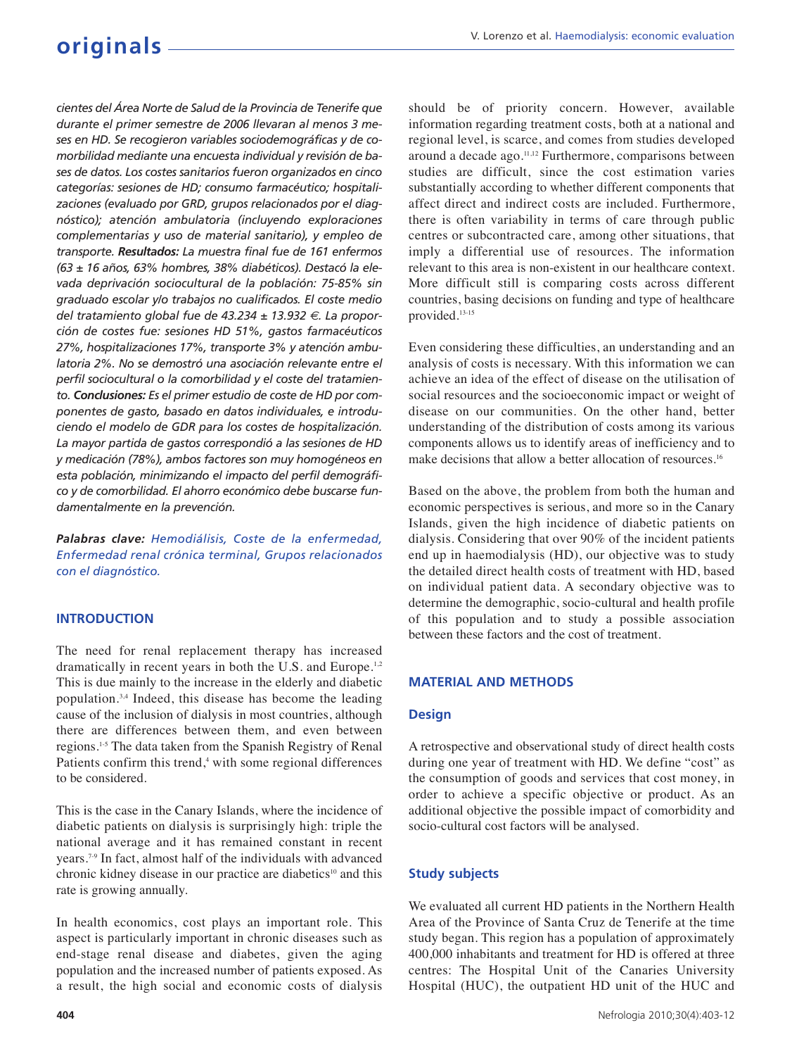*cientes del Área Norte de Salud de la Provincia de Tenerife que durante el primer semestre de 2006 llevaran al menos 3 meses en HD. Se recogieron variables sociodemográficas y de comorbilidad mediante una encuesta individual y revisión de bases de datos. Los costes sanitarios fueron organizados en cinco categorías: sesiones de HD; consumo farmacéutico; hospitalizaciones (evaluado por GRD, grupos relacionados por el diagnóstico); atención ambulatoria (incluyendo exploraciones complementarias y uso de material sanitario), y empleo de transporte.* ***Resultados:*** *La muestra final fue de 161 enfermos (63 ± 16 años, 63% hombres, 38% diabéticos). Destacó la elevada deprivación sociocultural de la población: 75-85% sin graduado escolar y/o trabajos no cualificados. El coste medio del tratamiento global fue de 43.234 ± 13.932 €. La proporción de costes fue: sesiones HD 51%, gastos farmacéuticos 27%, hospitalizaciones 17%, transporte 3% y atención ambulatoria 2%. No se demostró una asociación relevante entre el perfil sociocultural o la comorbilidad y el coste del tratamiento.* ***Conclusiones:*** *Es el primer estudio de coste de HD por componentes de gasto, basado en datos individuales, e introduciendo el modelo de GDR para los costes de hospitalización. La mayor partida de gastos correspondió a las sesiones de HD y medicación (78%), ambos factores son muy homogéneos en esta población, minimizando el impacto del perfil demográfico y de comorbilidad. El ahorro económico debe buscarse fundamentalmente en la prevención.*

***Palabras clave:*** *Hemodiálisis, Coste de la enfermedad, Enfermedad renal crónica terminal, Grupos relacionados con el diagnóstico.*

## INTRODUCTION

The need for renal replacement therapy has increased dramatically in recent years in both the U.S. and Europe.[1,2] This is due mainly to the increase in the elderly and diabetic population.[3,4] Indeed, this disease has become the leading cause of the inclusion of dialysis in most countries, although there are differences between them, and even between regions.[1-5] The data taken from the Spanish Registry of Renal Patients confirm this trend,[4] with some regional differences to be considered.

This is the case in the Canary Islands, where the incidence of diabetic patients on dialysis is surprisingly high: triple the national average and it has remained constant in recent years.[7-9] In fact, almost half of the individuals with advanced chronic kidney disease in our practice are diabetics[10] and this rate is growing annually.

In health economics, cost plays an important role. This aspect is particularly important in chronic diseases such as end-stage renal disease and diabetes, given the aging population and the increased number of patients exposed. As a result, the high social and economic costs of dialysis should be of priority concern. However, available information regarding treatment costs, both at a national and regional level, is scarce, and comes from studies developed around a decade ago.[11,12] Furthermore, comparisons between studies are difficult, since the cost estimation varies substantially according to whether different components that affect direct and indirect costs are included. Furthermore, there is often variability in terms of care through public centres or subcontracted care, among other situations, that imply a differential use of resources. The information relevant to this area is non-existent in our healthcare context. More difficult still is comparing costs across different countries, basing decisions on funding and type of healthcare provided.[13-15]

Even considering these difficulties, an understanding and an analysis of costs is necessary. With this information we can achieve an idea of the effect of disease on the utilisation of social resources and the socioeconomic impact or weight of disease on our communities. On the other hand, better understanding of the distribution of costs among its various components allows us to identify areas of inefficiency and to make decisions that allow a better allocation of resources.[16]

Based on the above, the problem from both the human and economic perspectives is serious, and more so in the Canary Islands, given the high incidence of diabetic patients on dialysis. Considering that over 90% of the incident patients end up in haemodialysis (HD), our objective was to study the detailed direct health costs of treatment with HD, based on individual patient data. A secondary objective was to determine the demographic, socio-cultural and health profile of this population and to study a possible association between these factors and the cost of treatment.

## MATERIAL AND METHODS

### Design

A retrospective and observational study of direct health costs during one year of treatment with HD. We define "cost" as the consumption of goods and services that cost money, in order to achieve a specific objective or product. As an additional objective the possible impact of comorbidity and socio-cultural cost factors will be analysed.

### Study subjects

We evaluated all current HD patients in the Northern Health Area of the Province of Santa Cruz de Tenerife at the time study began. This region has a population of approximately 400,000 inhabitants and treatment for HD is offered at three centres: The Hospital Unit of the Canaries University Hospital (HUC), the outpatient HD unit of the HUC and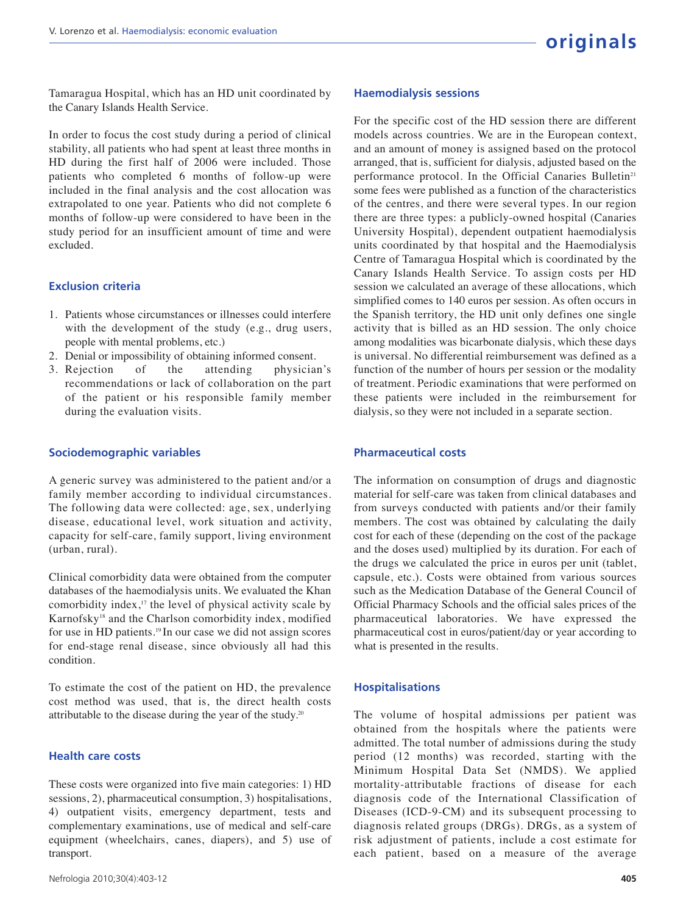Tamaragua Hospital, which has an HD unit coordinated by the Canary Islands Health Service.

In order to focus the cost study during a period of clinical stability, all patients who had spent at least three months in HD during the first half of 2006 were included. Those patients who completed 6 months of follow-up were included in the final analysis and the cost allocation was extrapolated to one year. Patients who did not complete 6 months of follow-up were considered to have been in the study period for an insufficient amount of time and were excluded.

### Exclusion criteria

1. Patients whose circumstances or illnesses could interfere with the development of the study (e.g., drug users, people with mental problems, etc.)
2. Denial or impossibility of obtaining informed consent.
3. Rejection of the attending physician's recommendations or lack of collaboration on the part of the patient or his responsible family member during the evaluation visits.

### Sociodemographic variables

A generic survey was administered to the patient and/or a family member according to individual circumstances. The following data were collected: age, sex, underlying disease, educational level, work situation and activity, capacity for self-care, family support, living environment (urban, rural).

Clinical comorbidity data were obtained from the computer databases of the haemodialysis units. We evaluated the Khan comorbidity index,[17] the level of physical activity scale by Karnofsky[18] and the Charlson comorbidity index, modified for use in HD patients.[19] In our case we did not assign scores for end-stage renal disease, since obviously all had this condition.

To estimate the cost of the patient on HD, the prevalence cost method was used, that is, the direct health costs attributable to the disease during the year of the study.[20]

### Health care costs

These costs were organized into five main categories: 1) HD sessions, 2), pharmaceutical consumption, 3) hospitalisations, 4) outpatient visits, emergency department, tests and complementary examinations, use of medical and self-care equipment (wheelchairs, canes, diapers), and 5) use of transport.

### Haemodialysis sessions

For the specific cost of the HD session there are different models across countries. We are in the European context, and an amount of money is assigned based on the protocol arranged, that is, sufficient for dialysis, adjusted based on the performance protocol. In the Official Canaries Bulletin[21] some fees were published as a function of the characteristics of the centres, and there were several types. In our region there are three types: a publicly-owned hospital (Canaries University Hospital), dependent outpatient haemodialysis units coordinated by that hospital and the Haemodialysis Centre of Tamaragua Hospital which is coordinated by the Canary Islands Health Service. To assign costs per HD session we calculated an average of these allocations, which simplified comes to 140 euros per session. As often occurs in the Spanish territory, the HD unit only defines one single activity that is billed as an HD session. The only choice among modalities was bicarbonate dialysis, which these days is universal. No differential reimbursement was defined as a function of the number of hours per session or the modality of treatment. Periodic examinations that were performed on these patients were included in the reimbursement for dialysis, so they were not included in a separate section.

### Pharmaceutical costs

The information on consumption of drugs and diagnostic material for self-care was taken from clinical databases and from surveys conducted with patients and/or their family members. The cost was obtained by calculating the daily cost for each of these (depending on the cost of the package and the doses used) multiplied by its duration. For each of the drugs we calculated the price in euros per unit (tablet, capsule, etc.). Costs were obtained from various sources such as the Medication Database of the General Council of Official Pharmacy Schools and the official sales prices of the pharmaceutical laboratories. We have expressed the pharmaceutical cost in euros/patient/day or year according to what is presented in the results.

### Hospitalisations

The volume of hospital admissions per patient was obtained from the hospitals where the patients were admitted. The total number of admissions during the study period (12 months) was recorded, starting with the Minimum Hospital Data Set (NMDS). We applied mortality-attributable fractions of disease for each diagnosis code of the International Classification of Diseases (ICD-9-CM) and its subsequent processing to diagnosis related groups (DRGs). DRGs, as a system of risk adjustment of patients, include a cost estimate for each patient, based on a measure of the average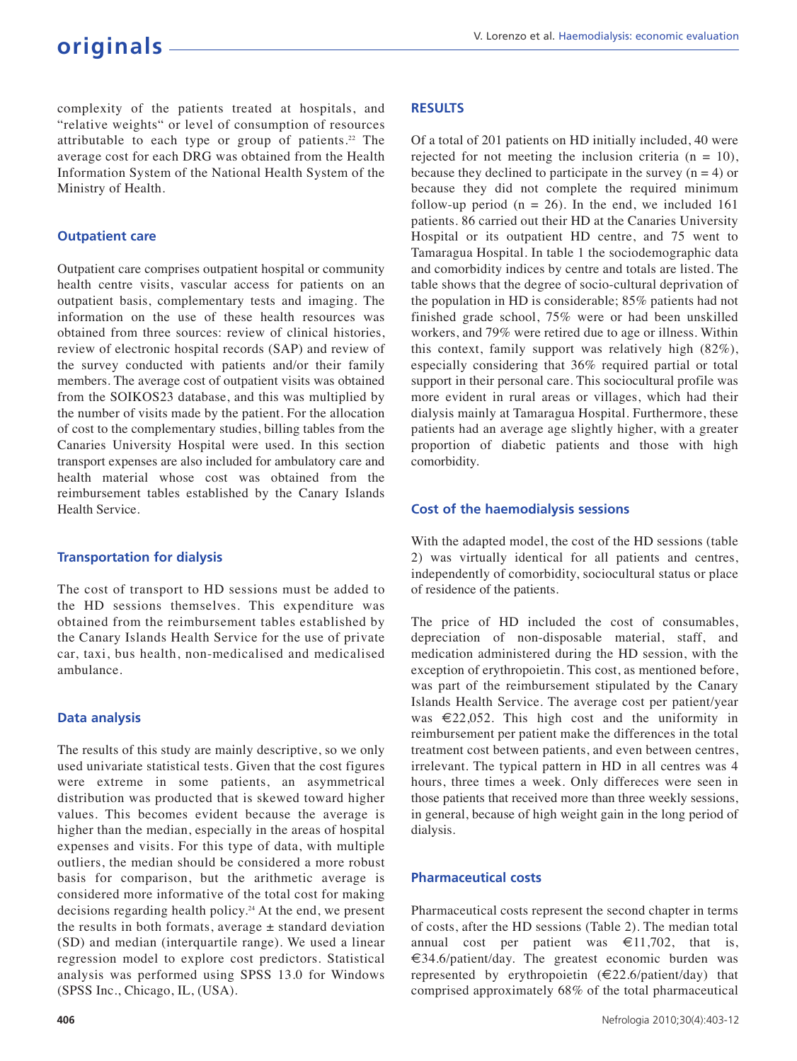complexity of the patients treated at hospitals, and "relative weights" or level of consumption of resources attributable to each type or group of patients.[22] The average cost for each DRG was obtained from the Health Information System of the National Health System of the Ministry of Health.

### Outpatient care

Outpatient care comprises outpatient hospital or community health centre visits, vascular access for patients on an outpatient basis, complementary tests and imaging. The information on the use of these health resources was obtained from three sources: review of clinical histories, review of electronic hospital records (SAP) and review of the survey conducted with patients and/or their family members. The average cost of outpatient visits was obtained from the SOIKOS23 database, and this was multiplied by the number of visits made by the patient. For the allocation of cost to the complementary studies, billing tables from the Canaries University Hospital were used. In this section transport expenses are also included for ambulatory care and health material whose cost was obtained from the reimbursement tables established by the Canary Islands Health Service.

### Transportation for dialysis

The cost of transport to HD sessions must be added to the HD sessions themselves. This expenditure was obtained from the reimbursement tables established by the Canary Islands Health Service for the use of private car, taxi, bus health, non-medicalised and medicalised ambulance.

### Data analysis

The results of this study are mainly descriptive, so we only used univariate statistical tests. Given that the cost figures were extreme in some patients, an asymmetrical distribution was producted that is skewed toward higher values. This becomes evident because the average is higher than the median, especially in the areas of hospital expenses and visits. For this type of data, with multiple outliers, the median should be considered a more robust basis for comparison, but the arithmetic average is considered more informative of the total cost for making decisions regarding health policy.[24] At the end, we present the results in both formats, average ± standard deviation (SD) and median (interquartile range). We used a linear regression model to explore cost predictors. Statistical analysis was performed using SPSS 13.0 for Windows (SPSS Inc., Chicago, IL, (USA).

## RESULTS

Of a total of 201 patients on HD initially included, 40 were rejected for not meeting the inclusion criteria (n = 10), because they declined to participate in the survey (n = 4) or because they did not complete the required minimum follow-up period (n = 26). In the end, we included 161 patients. 86 carried out their HD at the Canaries University Hospital or its outpatient HD centre, and 75 went to Tamaragua Hospital. In table 1 the sociodemographic data and comorbidity indices by centre and totals are listed. The table shows that the degree of socio-cultural deprivation of the population in HD is considerable; 85% patients had not finished grade school, 75% were or had been unskilled workers, and 79% were retired due to age or illness. Within this context, family support was relatively high (82%), especially considering that 36% required partial or total support in their personal care. This sociocultural profile was more evident in rural areas or villages, which had their dialysis mainly at Tamaragua Hospital. Furthermore, these patients had an average age slightly higher, with a greater proportion of diabetic patients and those with high comorbidity.

### Cost of the haemodialysis sessions

With the adapted model, the cost of the HD sessions (table 2) was virtually identical for all patients and centres, independently of comorbidity, sociocultural status or place of residence of the patients.

The price of HD included the cost of consumables, depreciation of non-disposable material, staff, and medication administered during the HD session, with the exception of erythropoietin. This cost, as mentioned before, was part of the reimbursement stipulated by the Canary Islands Health Service. The average cost per patient/year was €22,052. This high cost and the uniformity in reimbursement per patient make the differences in the total treatment cost between patients, and even between centres, irrelevant. The typical pattern in HD in all centres was 4 hours, three times a week. Only differeces were seen in those patients that received more than three weekly sessions, in general, because of high weight gain in the long period of dialysis.

### Pharmaceutical costs

Pharmaceutical costs represent the second chapter in terms of costs, after the HD sessions (Table 2). The median total annual cost per patient was €11,702, that is, €34.6/patient/day. The greatest economic burden was represented by erythropoietin (€22.6/patient/day) that comprised approximately 68% of the total pharmaceutical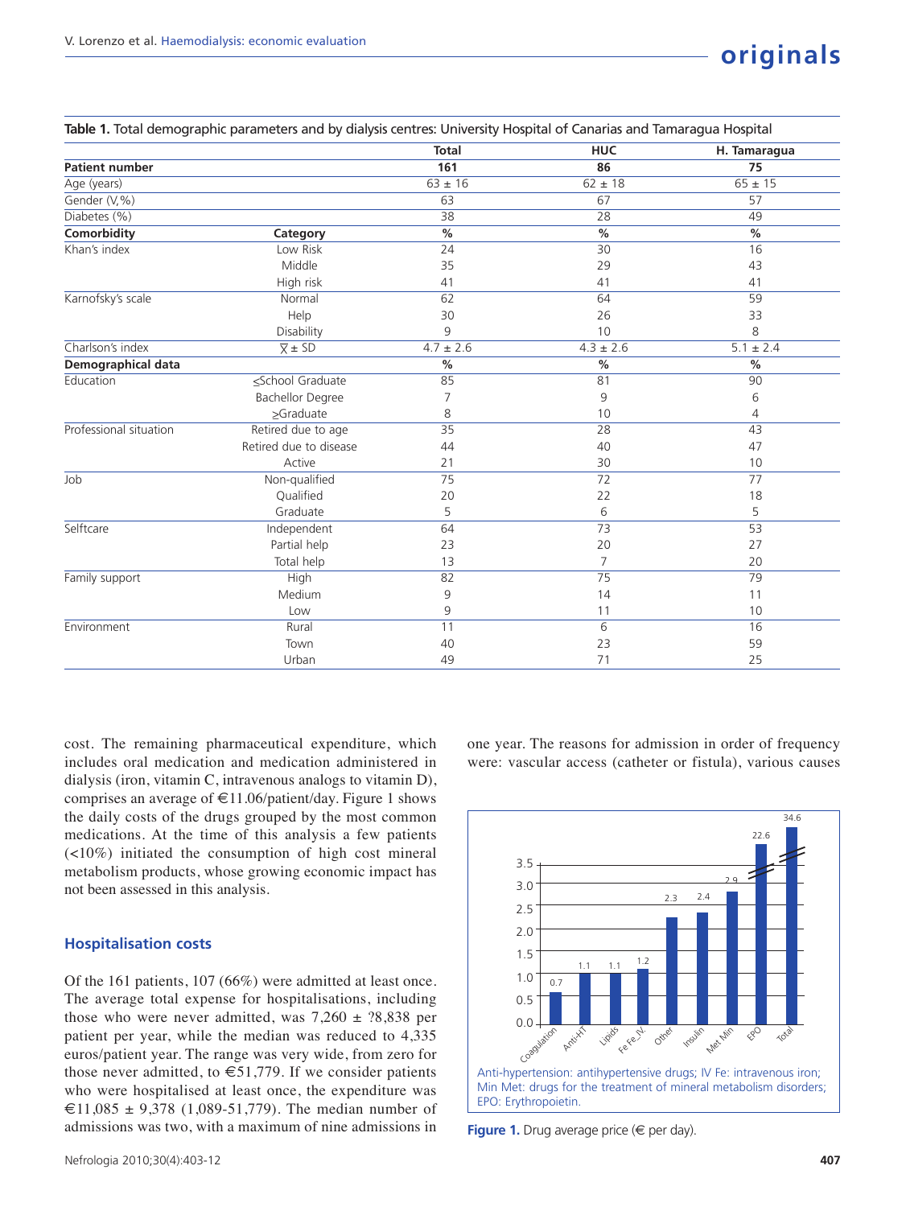**Table 1.** Total demographic parameters and by dialysis centres: University Hospital of Canarias and Tamaragua Hospital

| | | Total | HUC | H. Tamaragua |
|---|---|---|---|---|
| **Patient number** | | **161** | **86** | **75** |
| Age (years) | | 63 ± 16 | 62 ± 18 | 65 ± 15 |
| Gender (V,%) | | 63 | 67 | 57 |
| Diabetes (%) | | 38 | 28 | 49 |
| **Comorbidity** | **Category** | **%** | **%** | **%** |
| Khan's index | Low Risk | 24 | 30 | 16 |
| | Middle | 35 | 29 | 43 |
| | High risk | 41 | 41 | 41 |
| Karnofsky's scale | Normal | 62 | 64 | 59 |
| | Help | 30 | 26 | 33 |
| | Disability | 9 | 10 | 8 |
| Charlson's index | $\overline{X}$ ± SD | 4.7 ± 2.6 | 4.3 ± 2.6 | 5.1 ± 2.4 |
| **Demographical data** | | **%** | **%** | **%** |
| Education | ≤School Graduate | 85 | 81 | 90 |
| | Bachellor Degree | 7 | 9 | 6 |
| | ≥Graduate | 8 | 10 | 4 |
| Professional situation | Retired due to age | 35 | 28 | 43 |
| | Retired due to disease | 44 | 40 | 47 |
| | Active | 21 | 30 | 10 |
| Job | Non-qualified | 75 | 72 | 77 |
| | Qualified | 20 | 22 | 18 |
| | Graduate | 5 | 6 | 5 |
| Selftcare | Independent | 64 | 73 | 53 |
| | Partial help | 23 | 20 | 27 |
| | Total help | 13 | 7 | 20 |
| Family support | High | 82 | 75 | 79 |
| | Medium | 9 | 14 | 11 |
| | Low | 9 | 11 | 10 |
| Environment | Rural | 11 | 6 | 16 |
| | Town | 40 | 23 | 59 |
| | Urban | 49 | 71 | 25 |

cost. The remaining pharmaceutical expenditure, which includes oral medication and medication administered in dialysis (iron, vitamin C, intravenous analogs to vitamin D), comprises an average of €11.06/patient/day. Figure 1 shows the daily costs of the drugs grouped by the most common medications. At the time of this analysis a few patients (<10%) initiated the consumption of high cost mineral metabolism products, whose growing economic impact has not been assessed in this analysis.

### Hospitalisation costs

Of the 161 patients, 107 (66%) were admitted at least once. The average total expense for hospitalisations, including those who were never admitted, was 7,260 ± ?8,838 per patient per year, while the median was reduced to 4,335 euros/patient year. The range was very wide, from zero for those never admitted, to €51,779. If we consider patients who were hospitalised at least once, the expenditure was €11,085 ± 9,378 (1,089-51,779). The median number of admissions was two, with a maximum of nine admissions in one year. The reasons for admission in order of frequency were: vascular access (catheter or fistula), various causes

Anti-hypertension: antihypertensive drugs; IV Fe: intravenous iron; Min Met: drugs for the treatment of mineral metabolism disorders; EPO: Erythropoietin.

**Figure 1.** Drug average price (€ per day).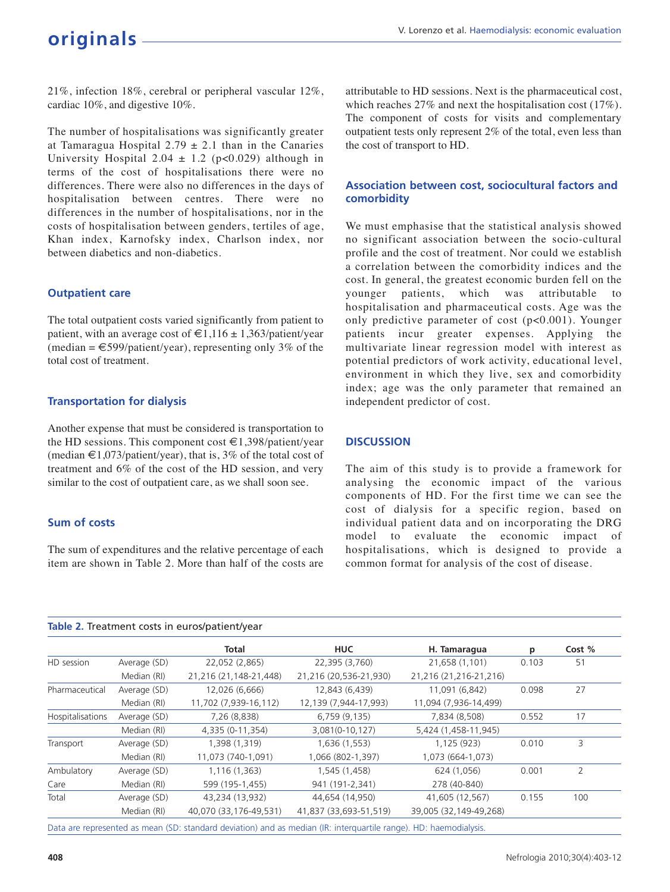21%, infection 18%, cerebral or peripheral vascular 12%, cardiac 10%, and digestive 10%.

The number of hospitalisations was significantly greater at Tamaragua Hospital 2.79 ± 2.1 than in the Canaries University Hospital 2.04 ± 1.2 (p<0.029) although in terms of the cost of hospitalisations there were no differences. There were also no differences in the days of hospitalisation between centres. There were no differences in the number of hospitalisations, nor in the costs of hospitalisation between genders, tertiles of age, Khan index, Karnofsky index, Charlson index, nor between diabetics and non-diabetics.

### Outpatient care

The total outpatient costs varied significantly from patient to patient, with an average cost of €1,116 ± 1,363/patient/year (median = €599/patient/year), representing only 3% of the total cost of treatment.

### Transportation for dialysis

Another expense that must be considered is transportation to the HD sessions. This component cost €1,398/patient/year (median €1,073/patient/year), that is, 3% of the total cost of treatment and 6% of the cost of the HD session, and very similar to the cost of outpatient care, as we shall soon see.

### Sum of costs

The sum of expenditures and the relative percentage of each item are shown in Table 2. More than half of the costs are attributable to HD sessions. Next is the pharmaceutical cost, which reaches 27% and next the hospitalisation cost (17%). The component of costs for visits and complementary outpatient tests only represent 2% of the total, even less than the cost of transport to HD.

### Association between cost, sociocultural factors and comorbidity

We must emphasise that the statistical analysis showed no significant association between the socio-cultural profile and the cost of treatment. Nor could we establish a correlation between the comorbidity indices and the cost. In general, the greatest economic burden fell on the younger patients, which was attributable to hospitalisation and pharmaceutical costs. Age was the only predictive parameter of cost (p<0.001). Younger patients incur greater expenses. Applying the multivariate linear regression model with interest as potential predictors of work activity, educational level, environment in which they live, sex and comorbidity index; age was the only parameter that remained an independent predictor of cost.

## DISCUSSION

The aim of this study is to provide a framework for analysing the economic impact of the various components of HD. For the first time we can see the cost of dialysis for a specific region, based on individual patient data and on incorporating the DRG model to evaluate the economic impact of hospitalisations, which is designed to provide a common format for analysis of the cost of disease.

**Table 2.** Treatment costs in euros/patient/year

| | | Total | HUC | H. Tamaragua | p | Cost % |
|---|---|---|---|---|---|---|
| HD session | Average (SD) | 22,052 (2,865) | 22,395 (3,760) | 21,658 (1,101) | 0.103 | 51 |
| | Median (RI) | 21,216 (21,148-21,448) | 21,216 (20,536-21,930) | 21,216 (21,216-21,216) | | |
| Pharmaceutical | Average (SD) | 12,026 (6,666) | 12,843 (6,439) | 11,091 (6,842) | 0.098 | 27 |
| | Median (RI) | 11,702 (7,939-16,112) | 12,139 (7,944-17,993) | 11,094 (7,936-14,499) | | |
| Hospitalisations | Average (SD) | 7,26 (8,838) | 6,759 (9,135) | 7,834 (8,508) | 0.552 | 17 |
| | Median (RI) | 4,335 (0-11,354) | 3,081(0-10,127) | 5,424 (1,458-11,945) | | |
| Transport | Average (SD) | 1,398 (1,319) | 1,636 (1,553) | 1,125 (923) | 0.010 | 3 |
| | Median (RI) | 11,073 (740-1,091) | 1,066 (802-1,397) | 1,073 (664-1,073) | | |
| Ambulatory Care | Average (SD) | 1,116 (1,363) | 1,545 (1,458) | 624 (1,056) | 0.001 | 2 |
| | Median (RI) | 599 (195-1,455) | 941 (191-2,341) | 278 (40-840) | | |
| Total | Average (SD) | 43,234 (13,932) | 44,654 (14,950) | 41,605 (12,567) | 0.155 | 100 |
| | Median (RI) | 40,070 (33,176-49,531) | 41,837 (33,693-51,519) | 39,005 (32,149-49,268) | | |

Data are represented as mean (SD: standard deviation) and as median (IR: interquartile range). HD: haemodialysis.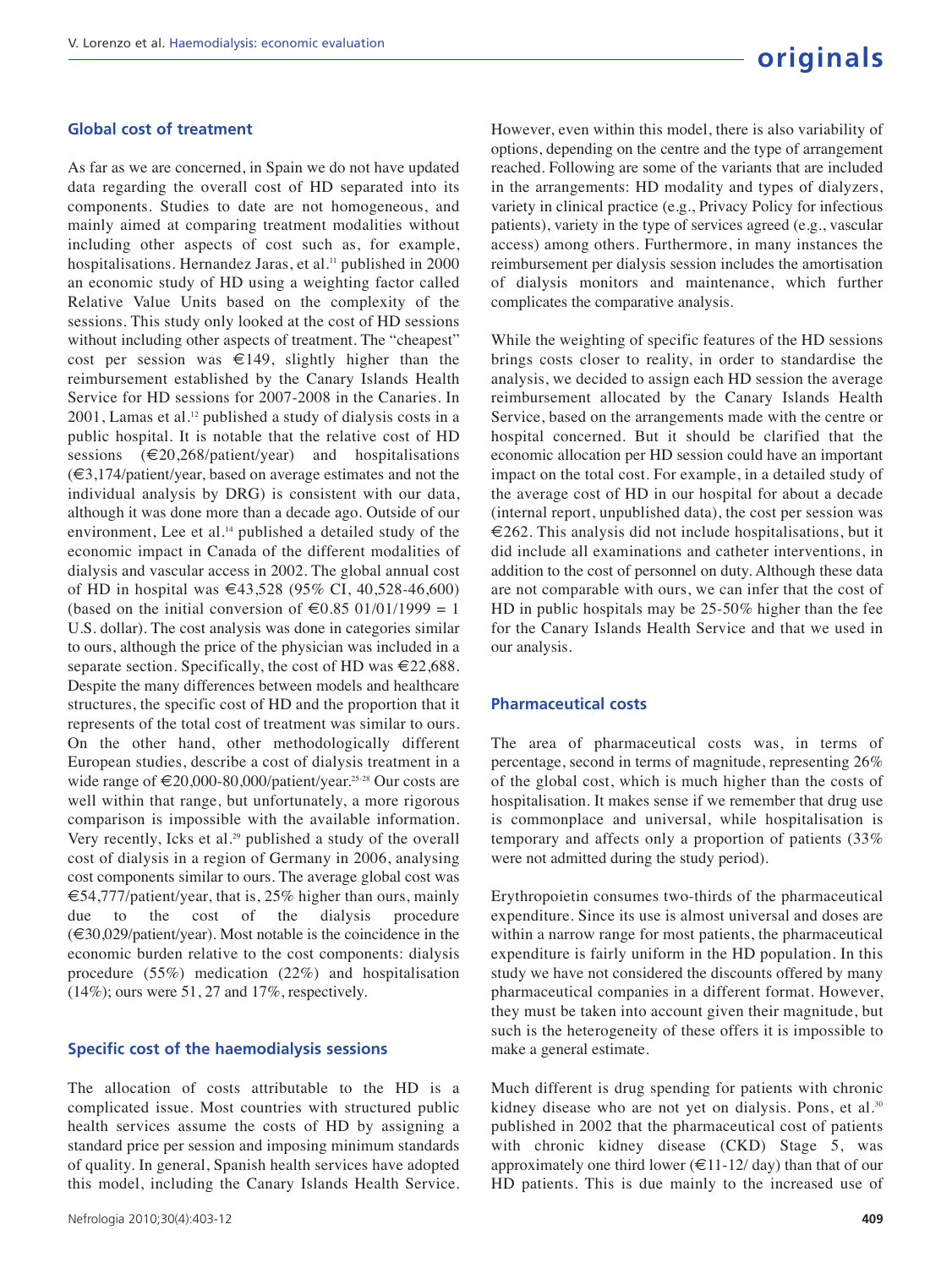### Global cost of treatment

As far as we are concerned, in Spain we do not have updated data regarding the overall cost of HD separated into its components. Studies to date are not homogeneous, and mainly aimed at comparing treatment modalities without including other aspects of cost such as, for example, hospitalisations. Hernandez Jaras, et al.[11] published in 2000 an economic study of HD using a weighting factor called Relative Value Units based on the complexity of the sessions. This study only looked at the cost of HD sessions without including other aspects of treatment. The "cheapest" cost per session was €149, slightly higher than the reimbursement established by the Canary Islands Health Service for HD sessions for 2007-2008 in the Canaries. In 2001, Lamas et al.[12] published a study of dialysis costs in a public hospital. It is notable that the relative cost of HD sessions (€20,268/patient/year) and hospitalisations (€3,174/patient/year, based on average estimates and not the individual analysis by DRG) is consistent with our data, although it was done more than a decade ago. Outside of our environment, Lee et al.[14] published a detailed study of the economic impact in Canada of the different modalities of dialysis and vascular access in 2002. The global annual cost of HD in hospital was €43,528 (95% CI, 40,528-46,600) (based on the initial conversion of €0.85 01/01/1999 = 1 U.S. dollar). The cost analysis was done in categories similar to ours, although the price of the physician was included in a separate section. Specifically, the cost of HD was €22,688. Despite the many differences between models and healthcare structures, the specific cost of HD and the proportion that it represents of the total cost of treatment was similar to ours. On the other hand, other methodologically different European studies, describe a cost of dialysis treatment in a wide range of €20,000-80,000/patient/year.[25-28] Our costs are well within that range, but unfortunately, a more rigorous comparison is impossible with the available information. Very recently, Icks et al.[29] published a study of the overall cost of dialysis in a region of Germany in 2006, analysing cost components similar to ours. The average global cost was €54,777/patient/year, that is, 25% higher than ours, mainly due to the cost of the dialysis procedure (€30,029/patient/year). Most notable is the coincidence in the economic burden relative to the cost components: dialysis procedure (55%) medication (22%) and hospitalisation (14%); ours were 51, 27 and 17%, respectively.

### Specific cost of the haemodialysis sessions

The allocation of costs attributable to the HD is a complicated issue. Most countries with structured public health services assume the costs of HD by assigning a standard price per session and imposing minimum standards of quality. In general, Spanish health services have adopted this model, including the Canary Islands Health Service. However, even within this model, there is also variability of options, depending on the centre and the type of arrangement reached. Following are some of the variants that are included in the arrangements: HD modality and types of dialyzers, variety in clinical practice (e.g., Privacy Policy for infectious patients), variety in the type of services agreed (e.g., vascular access) among others. Furthermore, in many instances the reimbursement per dialysis session includes the amortisation of dialysis monitors and maintenance, which further complicates the comparative analysis.

While the weighting of specific features of the HD sessions brings costs closer to reality, in order to standardise the analysis, we decided to assign each HD session the average reimbursement allocated by the Canary Islands Health Service, based on the arrangements made with the centre or hospital concerned. But it should be clarified that the economic allocation per HD session could have an important impact on the total cost. For example, in a detailed study of the average cost of HD in our hospital for about a decade (internal report, unpublished data), the cost per session was €262. This analysis did not include hospitalisations, but it did include all examinations and catheter interventions, in addition to the cost of personnel on duty. Although these data are not comparable with ours, we can infer that the cost of HD in public hospitals may be 25-50% higher than the fee for the Canary Islands Health Service and that we used in our analysis.

### Pharmaceutical costs

The area of pharmaceutical costs was, in terms of percentage, second in terms of magnitude, representing 26% of the global cost, which is much higher than the costs of hospitalisation. It makes sense if we remember that drug use is commonplace and universal, while hospitalisation is temporary and affects only a proportion of patients (33% were not admitted during the study period).

Erythropoietin consumes two-thirds of the pharmaceutical expenditure. Since its use is almost universal and doses are within a narrow range for most patients, the pharmaceutical expenditure is fairly uniform in the HD population. In this study we have not considered the discounts offered by many pharmaceutical companies in a different format. However, they must be taken into account given their magnitude, but such is the heterogeneity of these offers it is impossible to make a general estimate.

Much different is drug spending for patients with chronic kidney disease who are not yet on dialysis. Pons, et al.[30] published in 2002 that the pharmaceutical cost of patients with chronic kidney disease (CKD) Stage 5, was approximately one third lower (€11-12/ day) than that of our HD patients. This is due mainly to the increased use of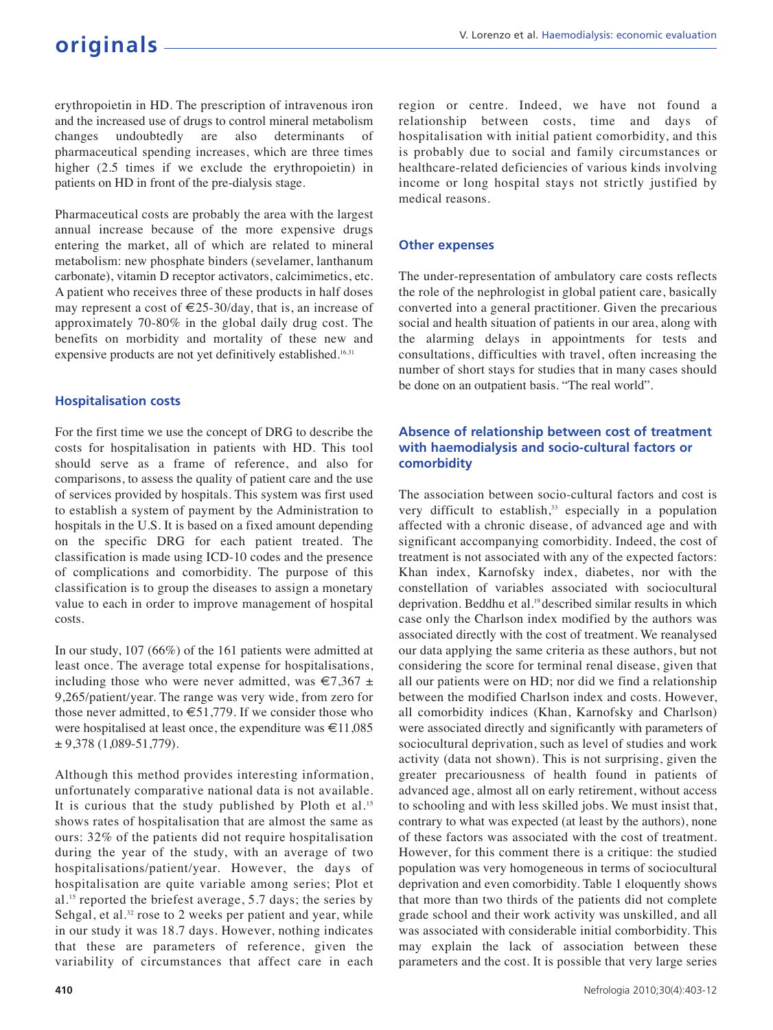erythropoietin in HD. The prescription of intravenous iron and the increased use of drugs to control mineral metabolism changes undoubtedly are also determinants of pharmaceutical spending increases, which are three times higher (2.5 times if we exclude the erythropoietin) in patients on HD in front of the pre-dialysis stage.

Pharmaceutical costs are probably the area with the largest annual increase because of the more expensive drugs entering the market, all of which are related to mineral metabolism: new phosphate binders (sevelamer, lanthanum carbonate), vitamin D receptor activators, calcimimetics, etc. A patient who receives three of these products in half doses may represent a cost of €25-30/day, that is, an increase of approximately 70-80% in the global daily drug cost. The benefits on morbidity and mortality of these new and expensive products are not yet definitively established.[16,31]

### Hospitalisation costs

For the first time we use the concept of DRG to describe the costs for hospitalisation in patients with HD. This tool should serve as a frame of reference, and also for comparisons, to assess the quality of patient care and the use of services provided by hospitals. This system was first used to establish a system of payment by the Administration to hospitals in the U.S. It is based on a fixed amount depending on the specific DRG for each patient treated. The classification is made using ICD-10 codes and the presence of complications and comorbidity. The purpose of this classification is to group the diseases to assign a monetary value to each in order to improve management of hospital costs.

In our study, 107 (66%) of the 161 patients were admitted at least once. The average total expense for hospitalisations, including those who were never admitted, was €7,367 ± 9,265/patient/year. The range was very wide, from zero for those never admitted, to €51,779. If we consider those who were hospitalised at least once, the expenditure was €11,085 ± 9,378 (1,089-51,779).

Although this method provides interesting information, unfortunately comparative national data is not available. It is curious that the study published by Ploth et al.[15] shows rates of hospitalisation that are almost the same as ours: 32% of the patients did not require hospitalisation during the year of the study, with an average of two hospitalisations/patient/year. However, the days of hospitalisation are quite variable among series; Plot et al.[15] reported the briefest average, 5.7 days; the series by Sehgal, et al.[32] rose to 2 weeks per patient and year, while in our study it was 18.7 days. However, nothing indicates that these are parameters of reference, given the variability of circumstances that affect care in each region or centre. Indeed, we have not found a relationship between costs, time and days of hospitalisation with initial patient comorbidity, and this is probably due to social and family circumstances or healthcare-related deficiencies of various kinds involving income or long hospital stays not strictly justified by medical reasons.

### Other expenses

The under-representation of ambulatory care costs reflects the role of the nephrologist in global patient care, basically converted into a general practitioner. Given the precarious social and health situation of patients in our area, along with the alarming delays in appointments for tests and consultations, difficulties with travel, often increasing the number of short stays for studies that in many cases should be done on an outpatient basis. "The real world".

### Absence of relationship between cost of treatment with haemodialysis and socio-cultural factors or comorbidity

The association between socio-cultural factors and cost is very difficult to establish,[33] especially in a population affected with a chronic disease, of advanced age and with significant accompanying comorbidity. Indeed, the cost of treatment is not associated with any of the expected factors: Khan index, Karnofsky index, diabetes, nor with the constellation of variables associated with sociocultural deprivation. Beddhu et al.[19] described similar results in which case only the Charlson index modified by the authors was associated directly with the cost of treatment. We reanalysed our data applying the same criteria as these authors, but not considering the score for terminal renal disease, given that all our patients were on HD; nor did we find a relationship between the modified Charlson index and costs. However, all comorbidity indices (Khan, Karnofsky and Charlson) were associated directly and significantly with parameters of sociocultural deprivation, such as level of studies and work activity (data not shown). This is not surprising, given the greater precariousness of health found in patients of advanced age, almost all on early retirement, without access to schooling and with less skilled jobs. We must insist that, contrary to what was expected (at least by the authors), none of these factors was associated with the cost of treatment. However, for this comment there is a critique: the studied population was very homogeneous in terms of sociocultural deprivation and even comorbidity. Table 1 eloquently shows that more than two thirds of the patients did not complete grade school and their work activity was unskilled, and all was associated with considerable initial comborbidity. This may explain the lack of association between these parameters and the cost. It is possible that very large series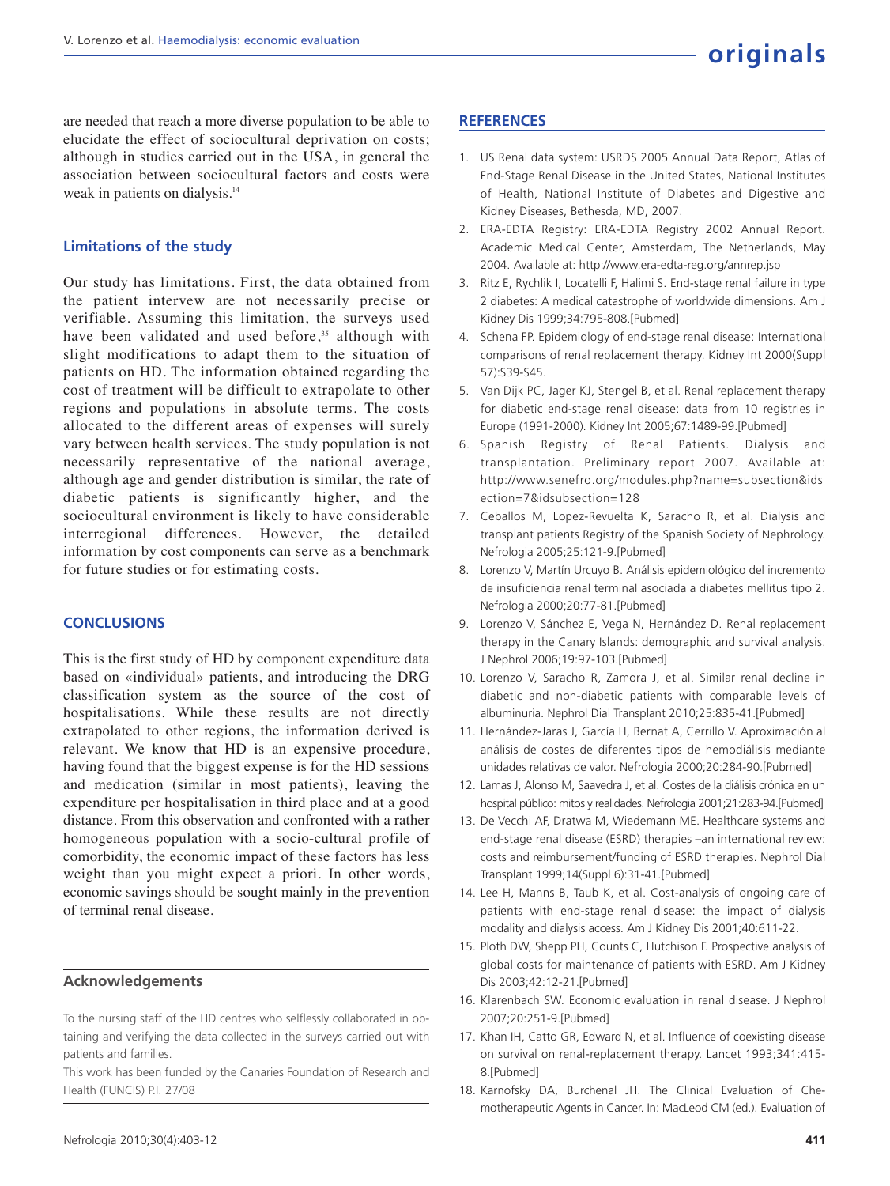are needed that reach a more diverse population to be able to elucidate the effect of sociocultural deprivation on costs; although in studies carried out in the USA, in general the association between sociocultural factors and costs were weak in patients on dialysis.[14]

### Limitations of the study

Our study has limitations. First, the data obtained from the patient intervew are not necessarily precise or verifiable. Assuming this limitation, the surveys used have been validated and used before,[35] although with slight modifications to adapt them to the situation of patients on HD. The information obtained regarding the cost of treatment will be difficult to extrapolate to other regions and populations in absolute terms. The costs allocated to the different areas of expenses will surely vary between health services. The study population is not necessarily representative of the national average, although age and gender distribution is similar, the rate of diabetic patients is significantly higher, and the sociocultural environment is likely to have considerable interregional differences. However, the detailed information by cost components can serve as a benchmark for future studies or for estimating costs.

## CONCLUSIONS

This is the first study of HD by component expenditure data based on «individual» patients, and introducing the DRG classification system as the source of the cost of hospitalisations. While these results are not directly extrapolated to other regions, the information derived is relevant. We know that HD is an expensive procedure, having found that the biggest expense is for the HD sessions and medication (similar in most patients), leaving the expenditure per hospitalisation in third place and at a good distance. From this observation and confronted with a rather homogeneous population with a socio-cultural profile of comorbidity, the economic impact of these factors has less weight than you might expect a priori. In other words, economic savings should be sought mainly in the prevention of terminal renal disease.

### Acknowledgements

To the nursing staff of the HD centres who selflessly collaborated in obtaining and verifying the data collected in the surveys carried out with patients and families.

This work has been funded by the Canaries Foundation of Research and Health (FUNCIS) P.I. 27/08

## REFERENCES

1. US Renal data system: USRDS 2005 Annual Data Report, Atlas of End-Stage Renal Disease in the United States, National Institutes of Health, National Institute of Diabetes and Digestive and Kidney Diseases, Bethesda, MD, 2007.
2. ERA-EDTA Registry: ERA-EDTA Registry 2002 Annual Report. Academic Medical Center, Amsterdam, The Netherlands, May 2004. Available at: http://www.era-edta-reg.org/annrep.jsp
3. Ritz E, Rychlik I, Locatelli F, Halimi S. End-stage renal failure in type 2 diabetes: A medical catastrophe of worldwide dimensions. Am J Kidney Dis 1999;34:795-808.[Pubmed]
4. Schena FP. Epidemiology of end-stage renal disease: International comparisons of renal replacement therapy. Kidney Int 2000(Suppl 57):S39-S45.
5. Van Dijk PC, Jager KJ, Stengel B, et al. Renal replacement therapy for diabetic end-stage renal disease: data from 10 registries in Europe (1991-2000). Kidney Int 2005;67:1489-99.[Pubmed]
6. Spanish Registry of Renal Patients. Dialysis and transplantation. Preliminary report 2007. Available at: http://www.senefro.org/modules.php?name=subsection&idsection=7&idsubsection=128
7. Ceballos M, Lopez-Revuelta K, Saracho R, et al. Dialysis and transplant patients Registry of the Spanish Society of Nephrology. Nefrologia 2005;25:121-9.[Pubmed]
8. Lorenzo V, Martín Urcuyo B. Análisis epidemiológico del incremento de insuficiencia renal terminal asociada a diabetes mellitus tipo 2. Nefrologia 2000;20:77-81.[Pubmed]
9. Lorenzo V, Sánchez E, Vega N, Hernández D. Renal replacement therapy in the Canary Islands: demographic and survival analysis. J Nephrol 2006;19:97-103.[Pubmed]
10. Lorenzo V, Saracho R, Zamora J, et al. Similar renal decline in diabetic and non-diabetic patients with comparable levels of albuminuria. Nephrol Dial Transplant 2010;25:835-41.[Pubmed]
11. Hernández-Jaras J, García H, Bernat A, Cerrillo V. Aproximación al análisis de costes de diferentes tipos de hemodiálisis mediante unidades relativas de valor. Nefrologia 2000;20:284-90.[Pubmed]
12. Lamas J, Alonso M, Saavedra J, et al. Costes de la diálisis crónica en un hospital público: mitos y realidades. Nefrologia 2001;21:283-94.[Pubmed]
13. De Vecchi AF, Dratwa M, Wiedemann ME. Healthcare systems and end-stage renal disease (ESRD) therapies –an international review: costs and reimbursement/funding of ESRD therapies. Nephrol Dial Transplant 1999;14(Suppl 6):31-41.[Pubmed]
14. Lee H, Manns B, Taub K, et al. Cost-analysis of ongoing care of patients with end-stage renal disease: the impact of dialysis modality and dialysis access. Am J Kidney Dis 2001;40:611-22.
15. Ploth DW, Shepp PH, Counts C, Hutchison F. Prospective analysis of global costs for maintenance of patients with ESRD. Am J Kidney Dis 2003;42:12-21.[Pubmed]
16. Klarenbach SW. Economic evaluation in renal disease. J Nephrol 2007;20:251-9.[Pubmed]
17. Khan IH, Catto GR, Edward N, et al. Influence of coexisting disease on survival on renal-replacement therapy. Lancet 1993;341:415-8.[Pubmed]
18. Karnofsky DA, Burchenal JH. The Clinical Evaluation of Chemotherapeutic Agents in Cancer. In: MacLeod CM (ed.). Evaluation of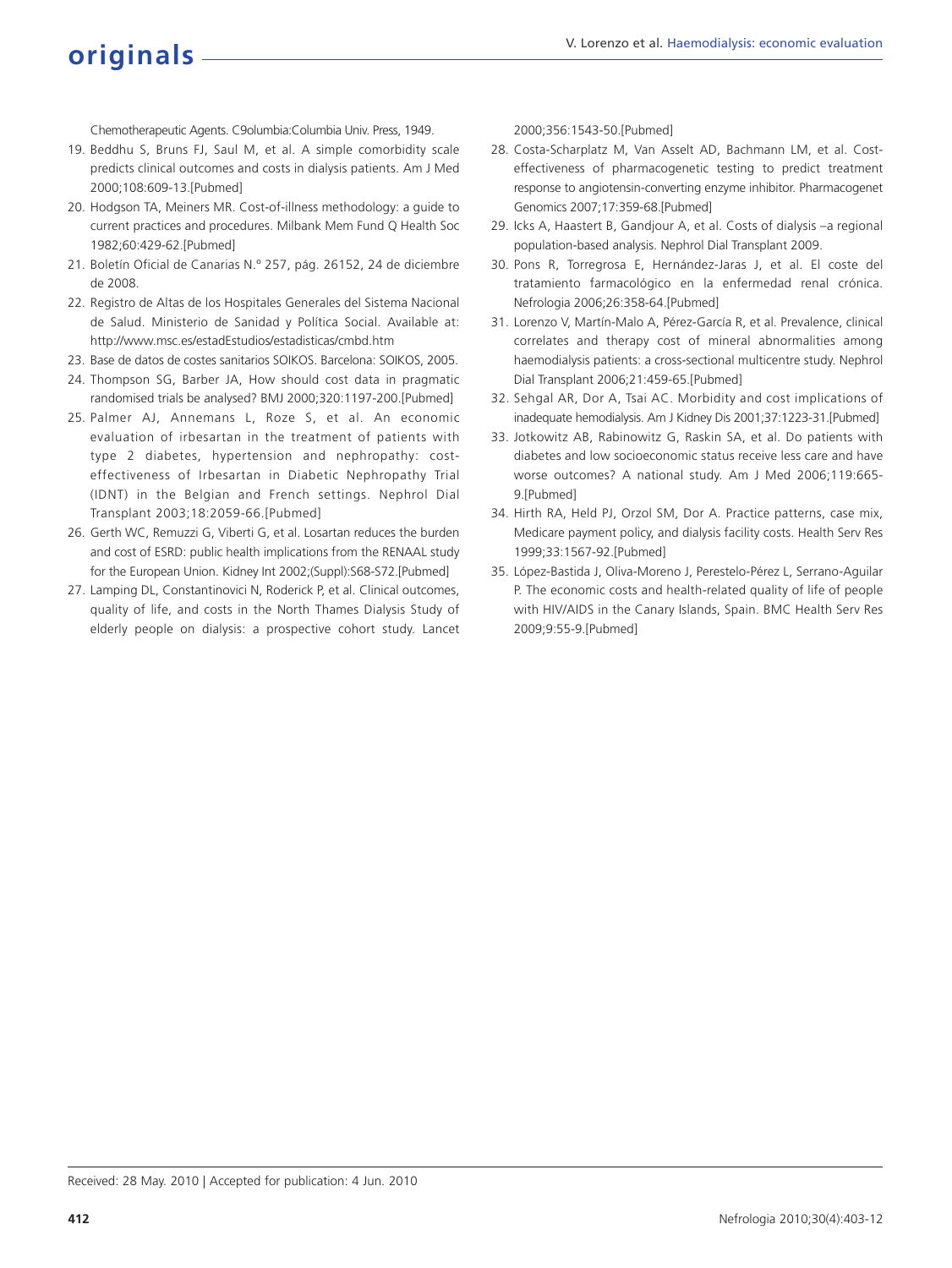Chemotherapeutic Agents. C9olumbia:Columbia Univ. Press, 1949.

19. Beddhu S, Bruns FJ, Saul M, et al. A simple comorbidity scale predicts clinical outcomes and costs in dialysis patients. Am J Med 2000;108:609-13.[Pubmed]
20. Hodgson TA, Meiners MR. Cost-of-illness methodology: a guide to current practices and procedures. Milbank Mem Fund Q Health Soc 1982;60:429-62.[Pubmed]
21. Boletín Oficial de Canarias N.º 257, pág. 26152, 24 de diciembre de 2008.
22. Registro de Altas de los Hospitales Generales del Sistema Nacional de Salud. Ministerio de Sanidad y Política Social. Available at: http://www.msc.es/estadEstudios/estadisticas/cmbd.htm
23. Base de datos de costes sanitarios SOIKOS. Barcelona: SOIKOS, 2005.
24. Thompson SG, Barber JA, How should cost data in pragmatic randomised trials be analysed? BMJ 2000;320:1197-200.[Pubmed]
25. Palmer AJ, Annemans L, Roze S, et al. An economic evaluation of irbesartan in the treatment of patients with type 2 diabetes, hypertension and nephropathy: cost-effectiveness of Irbesartan in Diabetic Nephropathy Trial (IDNT) in the Belgian and French settings. Nephrol Dial Transplant 2003;18:2059-66.[Pubmed]
26. Gerth WC, Remuzzi G, Viberti G, et al. Losartan reduces the burden and cost of ESRD: public health implications from the RENAAL study for the European Union. Kidney Int 2002;(Suppl):S68-S72.[Pubmed]
27. Lamping DL, Constantinovici N, Roderick P, et al. Clinical outcomes, quality of life, and costs in the North Thames Dialysis Study of elderly people on dialysis: a prospective cohort study. Lancet 2000;356:1543-50.[Pubmed]
28. Costa-Scharplatz M, Van Asselt AD, Bachmann LM, et al. Cost-effectiveness of pharmacogenetic testing to predict treatment response to angiotensin-converting enzyme inhibitor. Pharmacogenet Genomics 2007;17:359-68.[Pubmed]
29. Icks A, Haastert B, Gandjour A, et al. Costs of dialysis –a regional population-based analysis. Nephrol Dial Transplant 2009.
30. Pons R, Torregrosa E, Hernández-Jaras J, et al. El coste del tratamiento farmacológico en la enfermedad renal crónica. Nefrologia 2006;26:358-64.[Pubmed]
31. Lorenzo V, Martín-Malo A, Pérez-García R, et al. Prevalence, clinical correlates and therapy cost of mineral abnormalities among haemodialysis patients: a cross-sectional multicentre study. Nephrol Dial Transplant 2006;21:459-65.[Pubmed]
32. Sehgal AR, Dor A, Tsai AC. Morbidity and cost implications of inadequate hemodialysis. Am J Kidney Dis 2001;37:1223-31.[Pubmed]
33. Jotkowitz AB, Rabinowitz G, Raskin SA, et al. Do patients with diabetes and low socioeconomic status receive less care and have worse outcomes? A national study. Am J Med 2006;119:665-9.[Pubmed]
34. Hirth RA, Held PJ, Orzol SM, Dor A. Practice patterns, case mix, Medicare payment policy, and dialysis facility costs. Health Serv Res 1999;33:1567-92.[Pubmed]
35. López-Bastida J, Oliva-Moreno J, Perestelo-Pérez L, Serrano-Aguilar P. The economic costs and health-related quality of life of people with HIV/AIDS in the Canary Islands, Spain. BMC Health Serv Res 2009;9:55-9.[Pubmed]

Received: 28 May. 2010 | Accepted for publication: 4 Jun. 2010